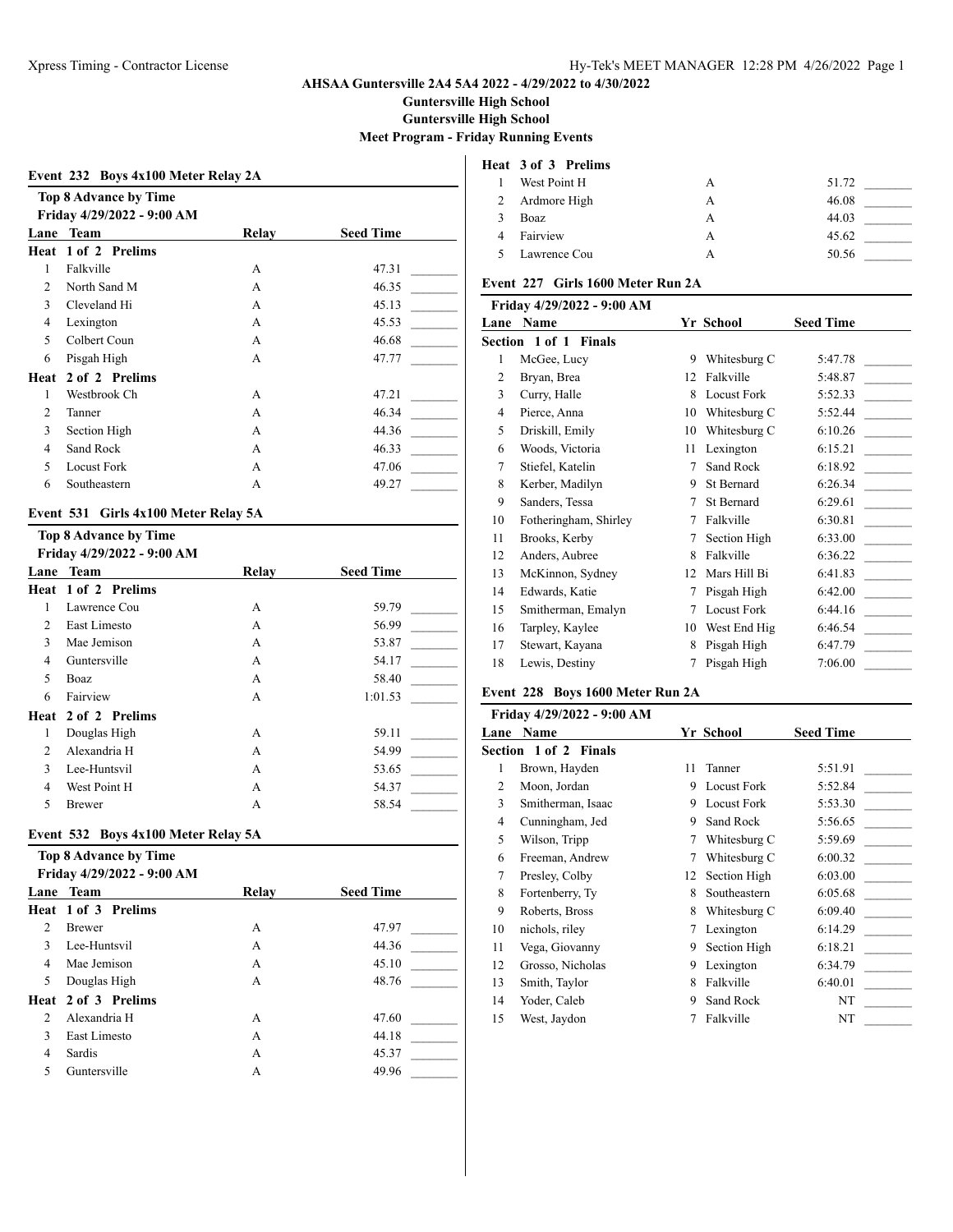**AHSAA Guntersville 2A4 5A4 2022 - 4/29/2022 to 4/30/2022**

**Guntersville High School**

**Guntersville High School**

**Meet Program - Friday Running Events**

### Event 232 Boys 4x100 Meter Relay 2A

**Top 8 Advance by Time**
**Friday 4/29/2022 - 9:00 AM**

| Lane | Team | Relay | Seed Time |
|---|---|---|---|
| **Heat 1 of 2 Prelims** | | | |
| 1 | Falkville | A | 47.31 |
| 2 | North Sand M | A | 46.35 |
| 3 | Cleveland Hi | A | 45.13 |
| 4 | Lexington | A | 45.53 |
| 5 | Colbert Coun | A | 46.68 |
| 6 | Pisgah High | A | 47.77 |
| **Heat 2 of 2 Prelims** | | | |
| 1 | Westbrook Ch | A | 47.21 |
| 2 | Tanner | A | 46.34 |
| 3 | Section High | A | 44.36 |
| 4 | Sand Rock | A | 46.33 |
| 5 | Locust Fork | A | 47.06 |
| 6 | Southeastern | A | 49.27 |

### Event 531 Girls 4x100 Meter Relay 5A

**Top 8 Advance by Time**
**Friday 4/29/2022 - 9:00 AM**

| Lane | Team | Relay | Seed Time |
|---|---|---|---|
| **Heat 1 of 2 Prelims** | | | |
| 1 | Lawrence Cou | A | 59.79 |
| 2 | East Limesto | A | 56.99 |
| 3 | Mae Jemison | A | 53.87 |
| 4 | Guntersville | A | 54.17 |
| 5 | Boaz | A | 58.40 |
| 6 | Fairview | A | 1:01.53 |
| **Heat 2 of 2 Prelims** | | | |
| 1 | Douglas High | A | 59.11 |
| 2 | Alexandria H | A | 54.99 |
| 3 | Lee-Huntsvil | A | 53.65 |
| 4 | West Point H | A | 54.37 |
| 5 | Brewer | A | 58.54 |

### Event 532 Boys 4x100 Meter Relay 5A

**Top 8 Advance by Time**
**Friday 4/29/2022 - 9:00 AM**

| Lane | Team | Relay | Seed Time |
|---|---|---|---|
| **Heat 1 of 3 Prelims** | | | |
| 2 | Brewer | A | 47.97 |
| 3 | Lee-Huntsvil | A | 44.36 |
| 4 | Mae Jemison | A | 45.10 |
| 5 | Douglas High | A | 48.76 |
| **Heat 2 of 3 Prelims** | | | |
| 2 | Alexandria H | A | 47.60 |
| 3 | East Limesto | A | 44.18 |
| 4 | Sardis | A | 45.37 |
| 5 | Guntersville | A | 49.96 |
| **Heat 3 of 3 Prelims** | | | |
| 1 | West Point H | A | 51.72 |
| 2 | Ardmore High | A | 46.08 |
| 3 | Boaz | A | 44.03 |
| 4 | Fairview | A | 45.62 |
| 5 | Lawrence Cou | A | 50.56 |

### Event 227 Girls 1600 Meter Run 2A

**Friday 4/29/2022 - 9:00 AM**

| Lane | Name | Yr | School | Seed Time |
|---|---|---|---|---|
| **Section 1 of 1 Finals** | | | | |
| 1 | McGee, Lucy | 9 | Whitesburg C | 5:47.78 |
| 2 | Bryan, Brea | 12 | Falkville | 5:48.87 |
| 3 | Curry, Halle | 8 | Locust Fork | 5:52.33 |
| 4 | Pierce, Anna | 10 | Whitesburg C | 5:52.44 |
| 5 | Driskill, Emily | 10 | Whitesburg C | 6:10.26 |
| 6 | Woods, Victoria | 11 | Lexington | 6:15.21 |
| 7 | Stiefel, Katelin | 7 | Sand Rock | 6:18.92 |
| 8 | Kerber, Madilyn | 9 | St Bernard | 6:26.34 |
| 9 | Sanders, Tessa | 7 | St Bernard | 6:29.61 |
| 10 | Fotheringham, Shirley | 7 | Falkville | 6:30.81 |
| 11 | Brooks, Kerby | 7 | Section High | 6:33.00 |
| 12 | Anders, Aubree | 8 | Falkville | 6:36.22 |
| 13 | McKinnon, Sydney | 12 | Mars Hill Bi | 6:41.83 |
| 14 | Edwards, Katie | 7 | Pisgah High | 6:42.00 |
| 15 | Smitherman, Emalyn | 7 | Locust Fork | 6:44.16 |
| 16 | Tarpley, Kaylee | 10 | West End Hig | 6:46.54 |
| 17 | Stewart, Kayana | 8 | Pisgah High | 6:47.79 |
| 18 | Lewis, Destiny | 7 | Pisgah High | 7:06.00 |

### Event 228 Boys 1600 Meter Run 2A

**Friday 4/29/2022 - 9:00 AM**

| Lane | Name | Yr | School | Seed Time |
|---|---|---|---|---|
| **Section 1 of 2 Finals** | | | | |
| 1 | Brown, Hayden | 11 | Tanner | 5:51.91 |
| 2 | Moon, Jordan | 9 | Locust Fork | 5:52.84 |
| 3 | Smitherman, Isaac | 9 | Locust Fork | 5:53.30 |
| 4 | Cunningham, Jed | 9 | Sand Rock | 5:56.65 |
| 5 | Wilson, Tripp | 7 | Whitesburg C | 5:59.69 |
| 6 | Freeman, Andrew | 7 | Whitesburg C | 6:00.32 |
| 7 | Presley, Colby | 12 | Section High | 6:03.00 |
| 8 | Fortenberry, Ty | 8 | Southeastern | 6:05.68 |
| 9 | Roberts, Bross | 8 | Whitesburg C | 6:09.40 |
| 10 | nichols, riley | 7 | Lexington | 6:14.29 |
| 11 | Vega, Giovanny | 9 | Section High | 6:18.21 |
| 12 | Grosso, Nicholas | 9 | Lexington | 6:34.79 |
| 13 | Smith, Taylor | 8 | Falkville | 6:40.01 |
| 14 | Yoder, Caleb | 9 | Sand Rock | NT |
| 15 | West, Jaydon | 7 | Falkville | NT |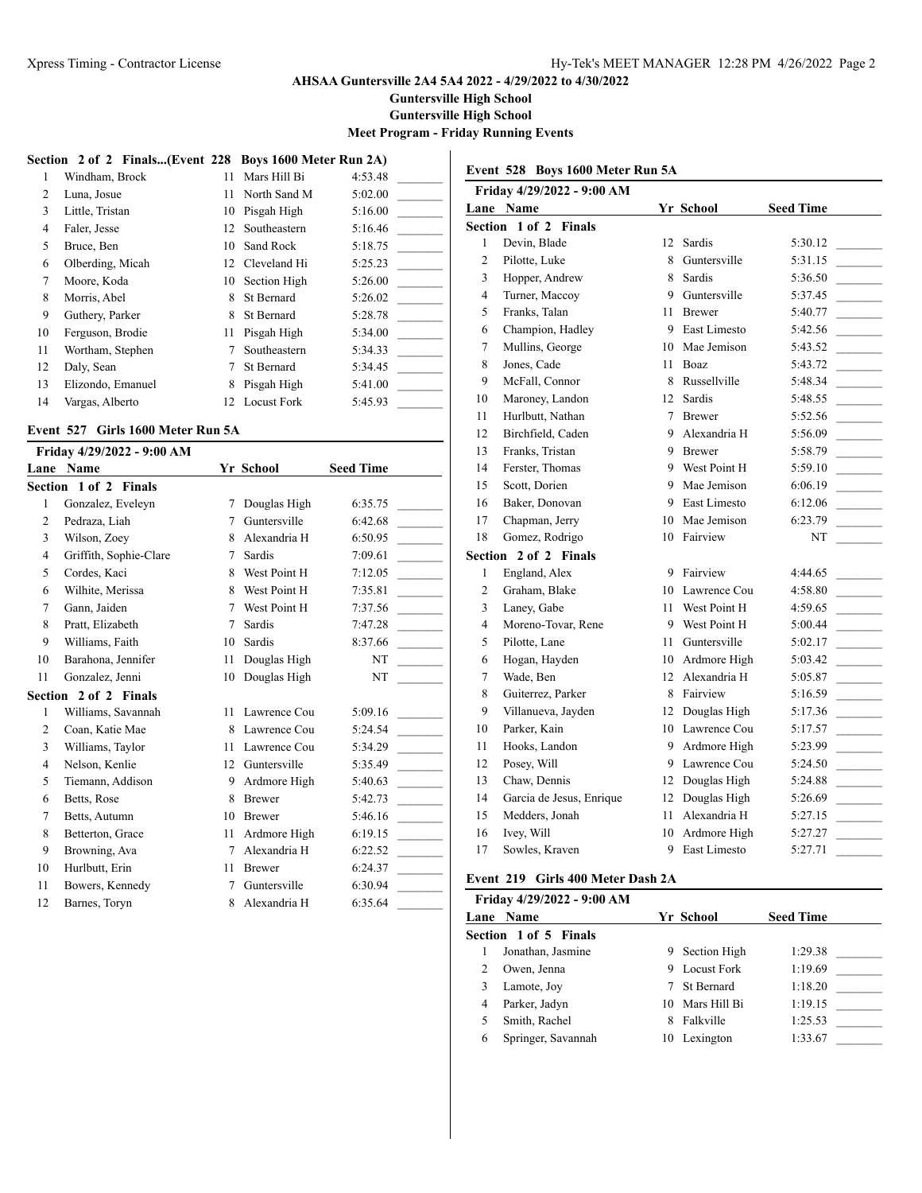**AHSAA Guntersville 2A4 5A4 2022 - 4/29/2022 to 4/30/2022**

**Guntersville High School**

**Guntersville High School**

**Meet Program - Friday Running Events**

**Section 2 of 2 Finals...(Event 228 Boys 1600 Meter Run 2A)**

| Lane | Name | Yr | School | Seed Time | |
|---|---|---|---|---|---|
| 1 | Windham, Brock | 11 | Mars Hill Bi | 4:53.48 | _______ |
| 2 | Luna, Josue | 11 | North Sand M | 5:02.00 | _______ |
| 3 | Little, Tristan | 10 | Pisgah High | 5:16.00 | _______ |
| 4 | Faler, Jesse | 12 | Southeastern | 5:16.46 | _______ |
| 5 | Bruce, Ben | 10 | Sand Rock | 5:18.75 | _______ |
| 6 | Olberding, Micah | 12 | Cleveland Hi | 5:25.23 | _______ |
| 7 | Moore, Koda | 10 | Section High | 5:26.00 | _______ |
| 8 | Morris, Abel | 8 | St Bernard | 5:26.02 | _______ |
| 9 | Guthery, Parker | 8 | St Bernard | 5:28.78 | _______ |
| 10 | Ferguson, Brodie | 11 | Pisgah High | 5:34.00 | _______ |
| 11 | Wortham, Stephen | 7 | Southeastern | 5:34.33 | _______ |
| 12 | Daly, Sean | 7 | St Bernard | 5:34.45 | _______ |
| 13 | Elizondo, Emanuel | 8 | Pisgah High | 5:41.00 | _______ |
| 14 | Vargas, Alberto | 12 | Locust Fork | 5:45.93 | _______ |

### Event 527 Girls 1600 Meter Run 5A

**Friday 4/29/2022 - 9:00 AM**

| Lane | Name | Yr | School | Seed Time | |
|---|---|---|---|---|---|
| **Section 1 of 2 Finals** | | | | | |
| 1 | Gonzalez, Eveleyn | 7 | Douglas High | 6:35.75 | _______ |
| 2 | Pedraza, Liah | 7 | Guntersville | 6:42.68 | _______ |
| 3 | Wilson, Zoey | 8 | Alexandria H | 6:50.95 | _______ |
| 4 | Griffith, Sophie-Clare | 7 | Sardis | 7:09.61 | _______ |
| 5 | Cordes, Kaci | 8 | West Point H | 7:12.05 | _______ |
| 6 | Wilhite, Merissa | 8 | West Point H | 7:35.81 | _______ |
| 7 | Gann, Jaiden | 7 | West Point H | 7:37.56 | _______ |
| 8 | Pratt, Elizabeth | 7 | Sardis | 7:47.28 | _______ |
| 9 | Williams, Faith | 10 | Sardis | 8:37.66 | _______ |
| 10 | Barahona, Jennifer | 11 | Douglas High | NT | _______ |
| 11 | Gonzalez, Jenni | 10 | Douglas High | NT | _______ |
| **Section 2 of 2 Finals** | | | | | |
| 1 | Williams, Savannah | 11 | Lawrence Cou | 5:09.16 | _______ |
| 2 | Coan, Katie Mae | 8 | Lawrence Cou | 5:24.54 | _______ |
| 3 | Williams, Taylor | 11 | Lawrence Cou | 5:34.29 | _______ |
| 4 | Nelson, Kenlie | 12 | Guntersville | 5:35.49 | _______ |
| 5 | Tiemann, Addison | 9 | Ardmore High | 5:40.63 | _______ |
| 6 | Betts, Rose | 8 | Brewer | 5:42.73 | _______ |
| 7 | Betts, Autumn | 10 | Brewer | 5:46.16 | _______ |
| 8 | Betterton, Grace | 11 | Ardmore High | 6:19.15 | _______ |
| 9 | Browning, Ava | 7 | Alexandria H | 6:22.52 | _______ |
| 10 | Hurlbutt, Erin | 11 | Brewer | 6:24.37 | _______ |
| 11 | Bowers, Kennedy | 7 | Guntersville | 6:30.94 | _______ |
| 12 | Barnes, Toryn | 8 | Alexandria H | 6:35.64 | _______ |

### Event 528 Boys 1600 Meter Run 5A

**Friday 4/29/2022 - 9:00 AM**

| Lane | Name | Yr | School | Seed Time | |
|---|---|---|---|---|---|
| **Section 1 of 2 Finals** | | | | | |
| 1 | Devin, Blade | 12 | Sardis | 5:30.12 | _______ |
| 2 | Pilotte, Luke | 8 | Guntersville | 5:31.15 | _______ |
| 3 | Hopper, Andrew | 8 | Sardis | 5:36.50 | _______ |
| 4 | Turner, Maccoy | 9 | Guntersville | 5:37.45 | _______ |
| 5 | Franks, Talan | 11 | Brewer | 5:40.77 | _______ |
| 6 | Champion, Hadley | 9 | East Limesto | 5:42.56 | _______ |
| 7 | Mullins, George | 10 | Mae Jemison | 5:43.52 | _______ |
| 8 | Jones, Cade | 11 | Boaz | 5:43.72 | _______ |
| 9 | McFall, Connor | 8 | Russellville | 5:48.34 | _______ |
| 10 | Maroney, Landon | 12 | Sardis | 5:48.55 | _______ |
| 11 | Hurlbutt, Nathan | 7 | Brewer | 5:52.56 | _______ |
| 12 | Birchfield, Caden | 9 | Alexandria H | 5:56.09 | _______ |
| 13 | Franks, Tristan | 9 | Brewer | 5:58.79 | _______ |
| 14 | Ferster, Thomas | 9 | West Point H | 5:59.10 | _______ |
| 15 | Scott, Dorien | 9 | Mae Jemison | 6:06.19 | _______ |
| 16 | Baker, Donovan | 9 | East Limesto | 6:12.06 | _______ |
| 17 | Chapman, Jerry | 10 | Mae Jemison | 6:23.79 | _______ |
| 18 | Gomez, Rodrigo | 10 | Fairview | NT | _______ |
| **Section 2 of 2 Finals** | | | | | |
| 1 | England, Alex | 9 | Fairview | 4:44.65 | _______ |
| 2 | Graham, Blake | 10 | Lawrence Cou | 4:58.80 | _______ |
| 3 | Laney, Gabe | 11 | West Point H | 4:59.65 | _______ |
| 4 | Moreno-Tovar, Rene | 9 | West Point H | 5:00.44 | _______ |
| 5 | Pilotte, Lane | 11 | Guntersville | 5:02.17 | _______ |
| 6 | Hogan, Hayden | 10 | Ardmore High | 5:03.42 | _______ |
| 7 | Wade, Ben | 12 | Alexandria H | 5:05.87 | _______ |
| 8 | Guiterrez, Parker | 8 | Fairview | 5:16.59 | _______ |
| 9 | Villanueva, Jayden | 12 | Douglas High | 5:17.36 | _______ |
| 10 | Parker, Kain | 10 | Lawrence Cou | 5:17.57 | _______ |
| 11 | Hooks, Landon | 9 | Ardmore High | 5:23.99 | _______ |
| 12 | Posey, Will | 9 | Lawrence Cou | 5:24.50 | _______ |
| 13 | Chaw, Dennis | 12 | Douglas High | 5:24.88 | _______ |
| 14 | Garcia de Jesus, Enrique | 12 | Douglas High | 5:26.69 | _______ |
| 15 | Medders, Jonah | 11 | Alexandria H | 5:27.15 | _______ |
| 16 | Ivey, Will | 10 | Ardmore High | 5:27.27 | _______ |
| 17 | Sowles, Kraven | 9 | East Limesto | 5:27.71 | _______ |

### Event 219 Girls 400 Meter Dash 2A

**Friday 4/29/2022 - 9:00 AM**

| Lane | Name | Yr | School | Seed Time | |
|---|---|---|---|---|---|
| **Section 1 of 5 Finals** | | | | | |
| 1 | Jonathan, Jasmine | 9 | Section High | 1:29.38 | _______ |
| 2 | Owen, Jenna | 9 | Locust Fork | 1:19.69 | _______ |
| 3 | Lamote, Joy | 7 | St Bernard | 1:18.20 | _______ |
| 4 | Parker, Jadyn | 10 | Mars Hill Bi | 1:19.15 | _______ |
| 5 | Smith, Rachel | 8 | Falkville | 1:25.53 | _______ |
| 6 | Springer, Savannah | 10 | Lexington | 1:33.67 | _______ |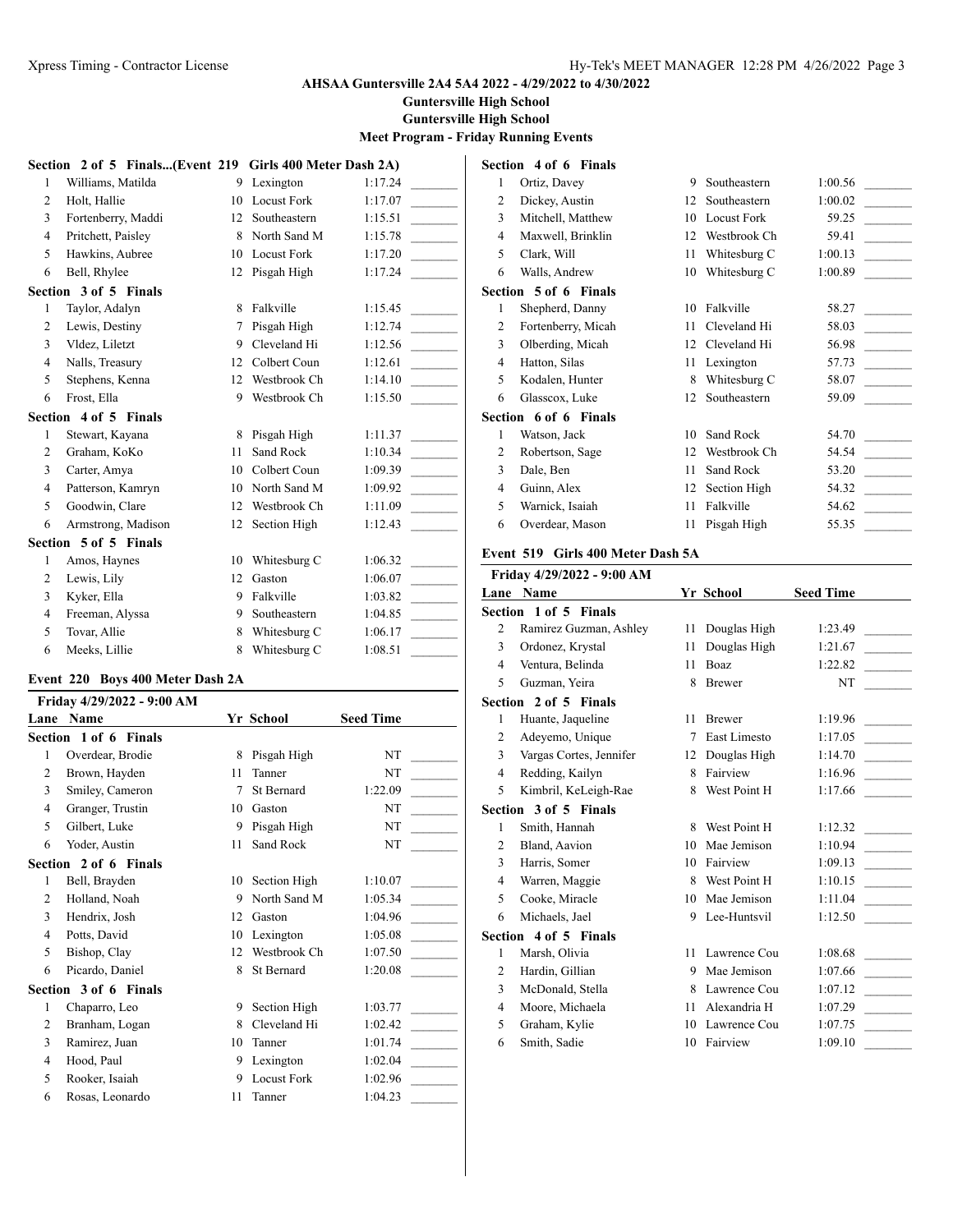# AHSAA Guntersville 2A4 5A4 2022 - 4/29/2022 to 4/30/2022

## Guntersville High School

## Guntersville High School

## Meet Program - Friday Running Events

### Section 2 of 5 Finals...(Event 219 Girls 400 Meter Dash 2A)

| Lane | Name | Yr | School | Seed Time | |
|---|---|---|---|---|---|
| 1 | Williams, Matilda | 9 | Lexington | 1:17.24 | _______ |
| 2 | Holt, Hallie | 10 | Locust Fork | 1:17.07 | _______ |
| 3 | Fortenberry, Maddi | 12 | Southeastern | 1:15.51 | _______ |
| 4 | Pritchett, Paisley | 8 | North Sand M | 1:15.78 | _______ |
| 5 | Hawkins, Aubree | 10 | Locust Fork | 1:17.20 | _______ |
| 6 | Bell, Rhylee | 12 | Pisgah High | 1:17.24 | _______ |

### Section 3 of 5 Finals

| Lane | Name | Yr | School | Seed Time | |
|---|---|---|---|---|---|
| 1 | Taylor, Adalyn | 8 | Falkville | 1:15.45 | _______ |
| 2 | Lewis, Destiny | 7 | Pisgah High | 1:12.74 | _______ |
| 3 | Vldez, Liletzt | 9 | Cleveland Hi | 1:12.56 | _______ |
| 4 | Nalls, Treasury | 12 | Colbert Coun | 1:12.61 | _______ |
| 5 | Stephens, Kenna | 12 | Westbrook Ch | 1:14.10 | _______ |
| 6 | Frost, Ella | 9 | Westbrook Ch | 1:15.50 | _______ |

### Section 4 of 5 Finals

| Lane | Name | Yr | School | Seed Time | |
|---|---|---|---|---|---|
| 1 | Stewart, Kayana | 8 | Pisgah High | 1:11.37 | _______ |
| 2 | Graham, KoKo | 11 | Sand Rock | 1:10.34 | _______ |
| 3 | Carter, Amya | 10 | Colbert Coun | 1:09.39 | _______ |
| 4 | Patterson, Kamryn | 10 | North Sand M | 1:09.92 | _______ |
| 5 | Goodwin, Clare | 12 | Westbrook Ch | 1:11.09 | _______ |
| 6 | Armstrong, Madison | 12 | Section High | 1:12.43 | _______ |

### Section 5 of 5 Finals

| Lane | Name | Yr | School | Seed Time | |
|---|---|---|---|---|---|
| 1 | Amos, Haynes | 10 | Whitesburg C | 1:06.32 | _______ |
| 2 | Lewis, Lily | 12 | Gaston | 1:06.07 | _______ |
| 3 | Kyker, Ella | 9 | Falkville | 1:03.82 | _______ |
| 4 | Freeman, Alyssa | 9 | Southeastern | 1:04.85 | _______ |
| 5 | Tovar, Allie | 8 | Whitesburg C | 1:06.17 | _______ |
| 6 | Meeks, Lillie | 8 | Whitesburg C | 1:08.51 | _______ |

## Event 220 Boys 400 Meter Dash 2A

Friday 4/29/2022 - 9:00 AM

### Section 1 of 6 Finals

| Lane | Name | Yr | School | Seed Time | |
|---|---|---|---|---|---|
| 1 | Overdear, Brodie | 8 | Pisgah High | NT | _______ |
| 2 | Brown, Hayden | 11 | Tanner | NT | _______ |
| 3 | Smiley, Cameron | 7 | St Bernard | 1:22.09 | _______ |
| 4 | Granger, Trustin | 10 | Gaston | NT | _______ |
| 5 | Gilbert, Luke | 9 | Pisgah High | NT | _______ |
| 6 | Yoder, Austin | 11 | Sand Rock | NT | _______ |

### Section 2 of 6 Finals

| Lane | Name | Yr | School | Seed Time | |
|---|---|---|---|---|---|
| 1 | Bell, Brayden | 10 | Section High | 1:10.07 | _______ |
| 2 | Holland, Noah | 9 | North Sand M | 1:05.34 | _______ |
| 3 | Hendrix, Josh | 12 | Gaston | 1:04.96 | _______ |
| 4 | Potts, David | 10 | Lexington | 1:05.08 | _______ |
| 5 | Bishop, Clay | 12 | Westbrook Ch | 1:07.50 | _______ |
| 6 | Picardo, Daniel | 8 | St Bernard | 1:20.08 | _______ |

### Section 3 of 6 Finals

| Lane | Name | Yr | School | Seed Time | |
|---|---|---|---|---|---|
| 1 | Chaparro, Leo | 9 | Section High | 1:03.77 | _______ |
| 2 | Branham, Logan | 8 | Cleveland Hi | 1:02.42 | _______ |
| 3 | Ramirez, Juan | 10 | Tanner | 1:01.74 | _______ |
| 4 | Hood, Paul | 9 | Lexington | 1:02.04 | _______ |
| 5 | Rooker, Isaiah | 9 | Locust Fork | 1:02.96 | _______ |
| 6 | Rosas, Leonardo | 11 | Tanner | 1:04.23 | _______ |

### Section 4 of 6 Finals

| Lane | Name | Yr | School | Seed Time | |
|---|---|---|---|---|---|
| 1 | Ortiz, Davey | 9 | Southeastern | 1:00.56 | _______ |
| 2 | Dickey, Austin | 12 | Southeastern | 1:00.02 | _______ |
| 3 | Mitchell, Matthew | 10 | Locust Fork | 59.25 | _______ |
| 4 | Maxwell, Brinklin | 12 | Westbrook Ch | 59.41 | _______ |
| 5 | Clark, Will | 11 | Whitesburg C | 1:00.13 | _______ |
| 6 | Walls, Andrew | 10 | Whitesburg C | 1:00.89 | _______ |

### Section 5 of 6 Finals

| Lane | Name | Yr | School | Seed Time | |
|---|---|---|---|---|---|
| 1 | Shepherd, Danny | 10 | Falkville | 58.27 | _______ |
| 2 | Fortenberry, Micah | 11 | Cleveland Hi | 58.03 | _______ |
| 3 | Olberding, Micah | 12 | Cleveland Hi | 56.98 | _______ |
| 4 | Hatton, Silas | 11 | Lexington | 57.73 | _______ |
| 5 | Kodalen, Hunter | 8 | Whitesburg C | 58.07 | _______ |
| 6 | Glasscox, Luke | 12 | Southeastern | 59.09 | _______ |

### Section 6 of 6 Finals

| Lane | Name | Yr | School | Seed Time | |
|---|---|---|---|---|---|
| 1 | Watson, Jack | 10 | Sand Rock | 54.70 | _______ |
| 2 | Robertson, Sage | 12 | Westbrook Ch | 54.54 | _______ |
| 3 | Dale, Ben | 11 | Sand Rock | 53.20 | _______ |
| 4 | Guinn, Alex | 12 | Section High | 54.32 | _______ |
| 5 | Warnick, Isaiah | 11 | Falkville | 54.62 | _______ |
| 6 | Overdear, Mason | 11 | Pisgah High | 55.35 | _______ |

## Event 519 Girls 400 Meter Dash 5A

Friday 4/29/2022 - 9:00 AM

### Section 1 of 5 Finals

| Lane | Name | Yr | School | Seed Time | |
|---|---|---|---|---|---|
| 2 | Ramirez Guzman, Ashley | 11 | Douglas High | 1:23.49 | _______ |
| 3 | Ordonez, Krystal | 11 | Douglas High | 1:21.67 | _______ |
| 4 | Ventura, Belinda | 11 | Boaz | 1:22.82 | _______ |
| 5 | Guzman, Yeira | 8 | Brewer | NT | _______ |

### Section 2 of 5 Finals

| Lane | Name | Yr | School | Seed Time | |
|---|---|---|---|---|---|
| 1 | Huante, Jaqueline | 11 | Brewer | 1:19.96 | _______ |
| 2 | Adeyemo, Unique | 7 | East Limesto | 1:17.05 | _______ |
| 3 | Vargas Cortes, Jennifer | 12 | Douglas High | 1:14.70 | _______ |
| 4 | Redding, Kailyn | 8 | Fairview | 1:16.96 | _______ |
| 5 | Kimbril, KeLeigh-Rae | 8 | West Point H | 1:17.66 | _______ |

### Section 3 of 5 Finals

| Lane | Name | Yr | School | Seed Time | |
|---|---|---|---|---|---|
| 1 | Smith, Hannah | 8 | West Point H | 1:12.32 | _______ |
| 2 | Bland, Aavion | 10 | Mae Jemison | 1:10.94 | _______ |
| 3 | Harris, Somer | 10 | Fairview | 1:09.13 | _______ |
| 4 | Warren, Maggie | 8 | West Point H | 1:10.15 | _______ |
| 5 | Cooke, Miracle | 10 | Mae Jemison | 1:11.04 | _______ |
| 6 | Michaels, Jael | 9 | Lee-Huntsvil | 1:12.50 | _______ |

### Section 4 of 5 Finals

| Lane | Name | Yr | School | Seed Time | |
|---|---|---|---|---|---|
| 1 | Marsh, Olivia | 11 | Lawrence Cou | 1:08.68 | _______ |
| 2 | Hardin, Gillian | 9 | Mae Jemison | 1:07.66 | _______ |
| 3 | McDonald, Stella | 8 | Lawrence Cou | 1:07.12 | _______ |
| 4 | Moore, Michaela | 11 | Alexandria H | 1:07.29 | _______ |
| 5 | Graham, Kylie | 10 | Lawrence Cou | 1:07.75 | _______ |
| 6 | Smith, Sadie | 10 | Fairview | 1:09.10 | _______ |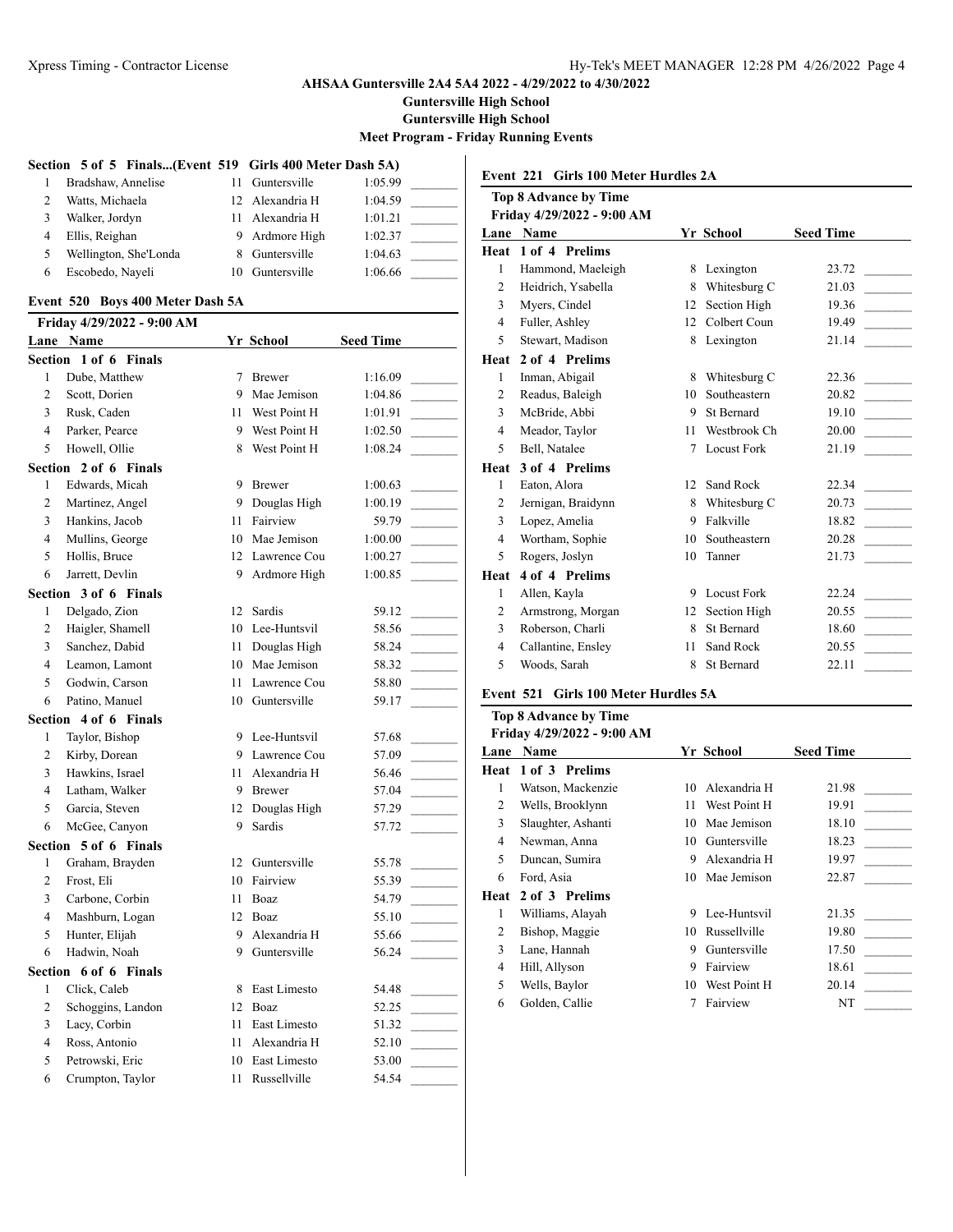## AHSAA Guntersville 2A4 5A4 2022 - 4/29/2022 to 4/30/2022

**Guntersville High School**

**Guntersville High School**

**Meet Program - Friday Running Events**

### Section 5 of 5 Finals...(Event 519 Girls 400 Meter Dash 5A)

| Lane | Name | Yr | School | Seed Time |
|---|---|---|---|---|
| 1 | Bradshaw, Annelise | 11 | Guntersville | 1:05.99 |
| 2 | Watts, Michaela | 12 | Alexandria H | 1:04.59 |
| 3 | Walker, Jordyn | 11 | Alexandria H | 1:01.21 |
| 4 | Ellis, Reighan | 9 | Ardmore High | 1:02.37 |
| 5 | Wellington, She'Londa | 8 | Guntersville | 1:04.63 |
| 6 | Escobedo, Nayeli | 10 | Guntersville | 1:06.66 |

### Event 520 Boys 400 Meter Dash 5A

Friday 4/29/2022 - 9:00 AM

| Lane | Name | Yr | School | Seed Time |
|---|---|---|---|---|
| **Section 1 of 6 Finals** | | | | |
| 1 | Dube, Matthew | 7 | Brewer | 1:16.09 |
| 2 | Scott, Dorien | 9 | Mae Jemison | 1:04.86 |
| 3 | Rusk, Caden | 11 | West Point H | 1:01.91 |
| 4 | Parker, Pearce | 9 | West Point H | 1:02.50 |
| 5 | Howell, Ollie | 8 | West Point H | 1:08.24 |
| **Section 2 of 6 Finals** | | | | |
| 1 | Edwards, Micah | 9 | Brewer | 1:00.63 |
| 2 | Martinez, Angel | 9 | Douglas High | 1:00.19 |
| 3 | Hankins, Jacob | 11 | Fairview | 59.79 |
| 4 | Mullins, George | 10 | Mae Jemison | 1:00.00 |
| 5 | Hollis, Bruce | 12 | Lawrence Cou | 1:00.27 |
| 6 | Jarrett, Devlin | 9 | Ardmore High | 1:00.85 |
| **Section 3 of 6 Finals** | | | | |
| 1 | Delgado, Zion | 12 | Sardis | 59.12 |
| 2 | Haigler, Shamell | 10 | Lee-Huntsvil | 58.56 |
| 3 | Sanchez, Dabid | 11 | Douglas High | 58.24 |
| 4 | Leamon, Lamont | 10 | Mae Jemison | 58.32 |
| 5 | Godwin, Carson | 11 | Lawrence Cou | 58.80 |
| 6 | Patino, Manuel | 10 | Guntersville | 59.17 |
| **Section 4 of 6 Finals** | | | | |
| 1 | Taylor, Bishop | 9 | Lee-Huntsvil | 57.68 |
| 2 | Kirby, Dorean | 9 | Lawrence Cou | 57.09 |
| 3 | Hawkins, Israel | 11 | Alexandria H | 56.46 |
| 4 | Latham, Walker | 9 | Brewer | 57.04 |
| 5 | Garcia, Steven | 12 | Douglas High | 57.29 |
| 6 | McGee, Canyon | 9 | Sardis | 57.72 |
| **Section 5 of 6 Finals** | | | | |
| 1 | Graham, Brayden | 12 | Guntersville | 55.78 |
| 2 | Frost, Eli | 10 | Fairview | 55.39 |
| 3 | Carbone, Corbin | 11 | Boaz | 54.79 |
| 4 | Mashburn, Logan | 12 | Boaz | 55.10 |
| 5 | Hunter, Elijah | 9 | Alexandria H | 55.66 |
| 6 | Hadwin, Noah | 9 | Guntersville | 56.24 |
| **Section 6 of 6 Finals** | | | | |
| 1 | Click, Caleb | 8 | East Limesto | 54.48 |
| 2 | Schoggins, Landon | 12 | Boaz | 52.25 |
| 3 | Lacy, Corbin | 11 | East Limesto | 51.32 |
| 4 | Ross, Antonio | 11 | Alexandria H | 52.10 |
| 5 | Petrowski, Eric | 10 | East Limesto | 53.00 |
| 6 | Crumpton, Taylor | 11 | Russellville | 54.54 |

### Event 221 Girls 100 Meter Hurdles 2A

**Top 8 Advance by Time**

Friday 4/29/2022 - 9:00 AM

| Lane | Name | Yr | School | Seed Time |
|---|---|---|---|---|
| **Heat 1 of 4 Prelims** | | | | |
| 1 | Hammond, Maeleigh | 8 | Lexington | 23.72 |
| 2 | Heidrich, Ysabella | 8 | Whitesburg C | 21.03 |
| 3 | Myers, Cindel | 12 | Section High | 19.36 |
| 4 | Fuller, Ashley | 12 | Colbert Coun | 19.49 |
| 5 | Stewart, Madison | 8 | Lexington | 21.14 |
| **Heat 2 of 4 Prelims** | | | | |
| 1 | Inman, Abigail | 8 | Whitesburg C | 22.36 |
| 2 | Readus, Baleigh | 10 | Southeastern | 20.82 |
| 3 | McBride, Abbi | 9 | St Bernard | 19.10 |
| 4 | Meador, Taylor | 11 | Westbrook Ch | 20.00 |
| 5 | Bell, Natalee | 7 | Locust Fork | 21.19 |
| **Heat 3 of 4 Prelims** | | | | |
| 1 | Eaton, Alora | 12 | Sand Rock | 22.34 |
| 2 | Jernigan, Braidynn | 8 | Whitesburg C | 20.73 |
| 3 | Lopez, Amelia | 9 | Falkville | 18.82 |
| 4 | Wortham, Sophie | 10 | Southeastern | 20.28 |
| 5 | Rogers, Joslyn | 10 | Tanner | 21.73 |
| **Heat 4 of 4 Prelims** | | | | |
| 1 | Allen, Kayla | 9 | Locust Fork | 22.24 |
| 2 | Armstrong, Morgan | 12 | Section High | 20.55 |
| 3 | Roberson, Charli | 8 | St Bernard | 18.60 |
| 4 | Callantine, Ensley | 11 | Sand Rock | 20.55 |
| 5 | Woods, Sarah | 8 | St Bernard | 22.11 |

### Event 521 Girls 100 Meter Hurdles 5A

**Top 8 Advance by Time**

Friday 4/29/2022 - 9:00 AM

| Lane | Name | Yr | School | Seed Time |
|---|---|---|---|---|
| **Heat 1 of 3 Prelims** | | | | |
| 1 | Watson, Mackenzie | 10 | Alexandria H | 21.98 |
| 2 | Wells, Brooklynn | 11 | West Point H | 19.91 |
| 3 | Slaughter, Ashanti | 10 | Mae Jemison | 18.10 |
| 4 | Newman, Anna | 10 | Guntersville | 18.23 |
| 5 | Duncan, Sumira | 9 | Alexandria H | 19.97 |
| 6 | Ford, Asia | 10 | Mae Jemison | 22.87 |
| **Heat 2 of 3 Prelims** | | | | |
| 1 | Williams, Alayah | 9 | Lee-Huntsvil | 21.35 |
| 2 | Bishop, Maggie | 10 | Russellville | 19.80 |
| 3 | Lane, Hannah | 9 | Guntersville | 17.50 |
| 4 | Hill, Allyson | 9 | Fairview | 18.61 |
| 5 | Wells, Baylor | 10 | West Point H | 20.14 |
| 6 | Golden, Callie | 7 | Fairview | NT |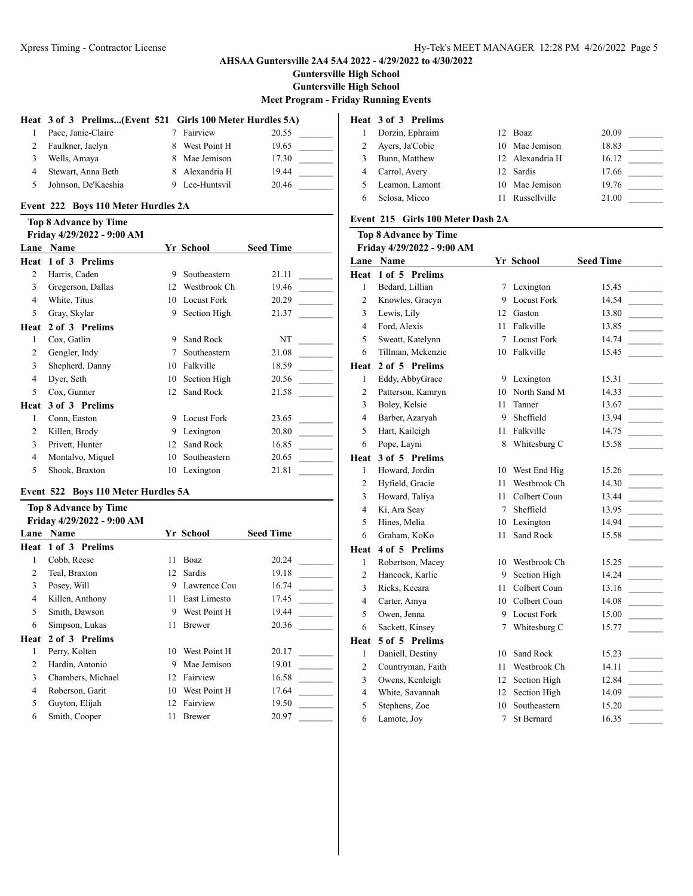AHSAA Guntersville 2A4 5A4 2022 - 4/29/2022 to 4/30/2022

Guntersville High School

Guntersville High School

Meet Program - Friday Running Events

**Heat 3 of 3 Prelims...(Event 521 Girls 100 Meter Hurdles 5A)**

| Lane | Name | Yr | School | Seed Time |
|---|---|---|---|---|
| 1 | Pace, Janie-Claire | 7 | Fairview | 20.55 |
| 2 | Faulkner, Jaelyn | 8 | West Point H | 19.65 |
| 3 | Wells, Amaya | 8 | Mae Jemison | 17.30 |
| 4 | Stewart, Anna Beth | 8 | Alexandria H | 19.44 |
| 5 | Johnson, De'Kaeshia | 9 | Lee-Huntsvil | 20.46 |

### Event 222 Boys 110 Meter Hurdles 2A

**Top 8 Advance by Time**
**Friday 4/29/2022 - 9:00 AM**

| Lane | Name | Yr | School | Seed Time |
|---|---|---|---|---|
| **Heat 1 of 3 Prelims** | | | | |
| 2 | Harris, Caden | 9 | Southeastern | 21.11 |
| 3 | Gregerson, Dallas | 12 | Westbrook Ch | 19.46 |
| 4 | White, Titus | 10 | Locust Fork | 20.29 |
| 5 | Gray, Skylar | 9 | Section High | 21.37 |
| **Heat 2 of 3 Prelims** | | | | |
| 1 | Cox, Gatlin | 9 | Sand Rock | NT |
| 2 | Gengler, Indy | 7 | Southeastern | 21.08 |
| 3 | Shepherd, Danny | 10 | Falkville | 18.59 |
| 4 | Dyer, Seth | 10 | Section High | 20.56 |
| 5 | Cox, Gunner | 12 | Sand Rock | 21.58 |
| **Heat 3 of 3 Prelims** | | | | |
| 1 | Conn, Easton | 9 | Locust Fork | 23.65 |
| 2 | Killen, Brody | 9 | Lexington | 20.80 |
| 3 | Privett, Hunter | 12 | Sand Rock | 16.85 |
| 4 | Montalvo, Miquel | 10 | Southeastern | 20.65 |
| 5 | Shook, Braxton | 10 | Lexington | 21.81 |

### Event 522 Boys 110 Meter Hurdles 5A

**Top 8 Advance by Time**
**Friday 4/29/2022 - 9:00 AM**

| Lane | Name | Yr | School | Seed Time |
|---|---|---|---|---|
| **Heat 1 of 3 Prelims** | | | | |
| 1 | Cobb, Reese | 11 | Boaz | 20.24 |
| 2 | Teal, Braxton | 12 | Sardis | 19.18 |
| 3 | Posey, Will | 9 | Lawrence Cou | 16.74 |
| 4 | Killen, Anthony | 11 | East Limesto | 17.45 |
| 5 | Smith, Dawson | 9 | West Point H | 19.44 |
| 6 | Simpson, Lukas | 11 | Brewer | 20.36 |
| **Heat 2 of 3 Prelims** | | | | |
| 1 | Perry, Kolten | 10 | West Point H | 20.17 |
| 2 | Hardin, Antonio | 9 | Mae Jemison | 19.01 |
| 3 | Chambers, Michael | 12 | Fairview | 16.58 |
| 4 | Roberson, Garit | 10 | West Point H | 17.64 |
| 5 | Guyton, Elijah | 12 | Fairview | 19.50 |
| 6 | Smith, Cooper | 11 | Brewer | 20.97 |
| **Heat 3 of 3 Prelims** | | | | |
| 1 | Dorzin, Ephraim | 12 | Boaz | 20.09 |
| 2 | Ayers, Ja'Cobie | 10 | Mae Jemison | 18.83 |
| 3 | Bunn, Matthew | 12 | Alexandria H | 16.12 |
| 4 | Carrol, Avery | 12 | Sardis | 17.66 |
| 5 | Leamon, Lamont | 10 | Mae Jemison | 19.76 |
| 6 | Selosa, Micco | 11 | Russellville | 21.00 |

### Event 215 Girls 100 Meter Dash 2A

**Top 8 Advance by Time**
**Friday 4/29/2022 - 9:00 AM**

| Lane | Name | Yr | School | Seed Time |
|---|---|---|---|---|
| **Heat 1 of 5 Prelims** | | | | |
| 1 | Bedard, Lillian | 7 | Lexington | 15.45 |
| 2 | Knowles, Gracyn | 9 | Locust Fork | 14.54 |
| 3 | Lewis, Lily | 12 | Gaston | 13.80 |
| 4 | Ford, Alexis | 11 | Falkville | 13.85 |
| 5 | Sweatt, Katelynn | 7 | Locust Fork | 14.74 |
| 6 | Tillman, Mckenzie | 10 | Falkville | 15.45 |
| **Heat 2 of 5 Prelims** | | | | |
| 1 | Eddy, AbbyGrace | 9 | Lexington | 15.31 |
| 2 | Patterson, Kamryn | 10 | North Sand M | 14.33 |
| 3 | Boley, Kelsie | 11 | Tanner | 13.67 |
| 4 | Barber, Azaryah | 9 | Sheffield | 13.94 |
| 5 | Hart, Kaileigh | 11 | Falkville | 14.75 |
| 6 | Pope, Layni | 8 | Whitesburg C | 15.58 |
| **Heat 3 of 5 Prelims** | | | | |
| 1 | Howard, Jordin | 10 | West End Hig | 15.26 |
| 2 | Hyfield, Gracie | 11 | Westbrook Ch | 14.30 |
| 3 | Howard, Taliya | 11 | Colbert Coun | 13.44 |
| 4 | Ki, Ara Seay | 7 | Sheffield | 13.95 |
| 5 | Hines, Melia | 10 | Lexington | 14.94 |
| 6 | Graham, KoKo | 11 | Sand Rock | 15.58 |
| **Heat 4 of 5 Prelims** | | | | |
| 1 | Robertson, Macey | 10 | Westbrook Ch | 15.25 |
| 2 | Hancock, Karlie | 9 | Section High | 14.24 |
| 3 | Ricks, Keeara | 11 | Colbert Coun | 13.16 |
| 4 | Carter, Amya | 10 | Colbert Coun | 14.08 |
| 5 | Owen, Jenna | 9 | Locust Fork | 15.00 |
| 6 | Sackett, Kinsey | 7 | Whitesburg C | 15.77 |
| **Heat 5 of 5 Prelims** | | | | |
| 1 | Daniell, Destiny | 10 | Sand Rock | 15.23 |
| 2 | Countryman, Faith | 11 | Westbrook Ch | 14.11 |
| 3 | Owens, Kenleigh | 12 | Section High | 12.84 |
| 4 | White, Savannah | 12 | Section High | 14.09 |
| 5 | Stephens, Zoe | 10 | Southeastern | 15.20 |
| 6 | Lamote, Joy | 7 | St Bernard | 16.35 |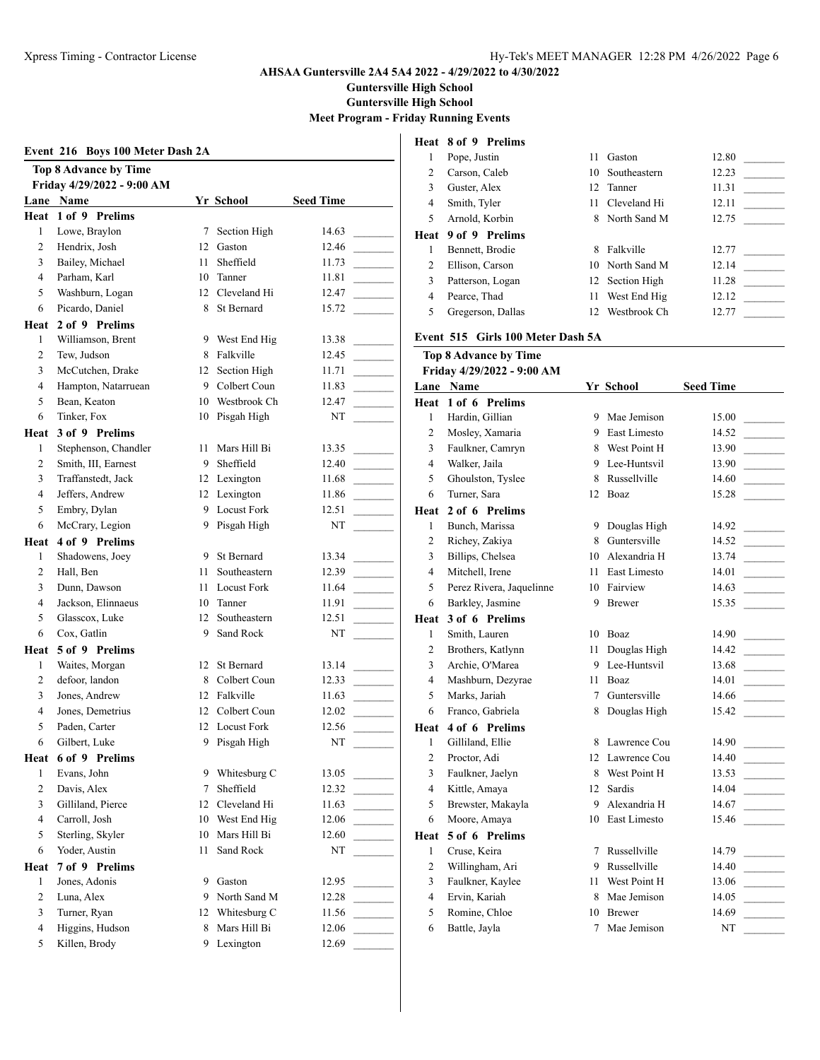**AHSAA Guntersville 2A4 5A4 2022 - 4/29/2022 to 4/30/2022**

**Guntersville High School**

**Guntersville High School**

**Meet Program - Friday Running Events**

### Event 216 Boys 100 Meter Dash 2A

**Top 8 Advance by Time**

**Friday 4/29/2022 - 9:00 AM**

| Lane | Name | Yr | School | Seed Time |
|---|---|---|---|---|
| **Heat 1 of 9 Prelims** | | | | |
| 1 | Lowe, Braylon | 7 | Section High | 14.63 |
| 2 | Hendrix, Josh | 12 | Gaston | 12.46 |
| 3 | Bailey, Michael | 11 | Sheffield | 11.73 |
| 4 | Parham, Karl | 10 | Tanner | 11.81 |
| 5 | Washburn, Logan | 12 | Cleveland Hi | 12.47 |
| 6 | Picardo, Daniel | 8 | St Bernard | 15.72 |
| **Heat 2 of 9 Prelims** | | | | |
| 1 | Williamson, Brent | 9 | West End Hig | 13.38 |
| 2 | Tew, Judson | 8 | Falkville | 12.45 |
| 3 | McCutchen, Drake | 12 | Section High | 11.71 |
| 4 | Hampton, Natarruean | 9 | Colbert Coun | 11.83 |
| 5 | Bean, Keaton | 10 | Westbrook Ch | 12.47 |
| 6 | Tinker, Fox | 10 | Pisgah High | NT |
| **Heat 3 of 9 Prelims** | | | | |
| 1 | Stephenson, Chandler | 11 | Mars Hill Bi | 13.35 |
| 2 | Smith, III, Earnest | 9 | Sheffield | 12.40 |
| 3 | Traffanstedt, Jack | 12 | Lexington | 11.68 |
| 4 | Jeffers, Andrew | 12 | Lexington | 11.86 |
| 5 | Embry, Dylan | 9 | Locust Fork | 12.51 |
| 6 | McCrary, Legion | 9 | Pisgah High | NT |
| **Heat 4 of 9 Prelims** | | | | |
| 1 | Shadowens, Joey | 9 | St Bernard | 13.34 |
| 2 | Hall, Ben | 11 | Southeastern | 12.39 |
| 3 | Dunn, Dawson | 11 | Locust Fork | 11.64 |
| 4 | Jackson, Elinnaeus | 10 | Tanner | 11.91 |
| 5 | Glasscox, Luke | 12 | Southeastern | 12.51 |
| 6 | Cox, Gatlin | 9 | Sand Rock | NT |
| **Heat 5 of 9 Prelims** | | | | |
| 1 | Waites, Morgan | 12 | St Bernard | 13.14 |
| 2 | defoor, landon | 8 | Colbert Coun | 12.33 |
| 3 | Jones, Andrew | 12 | Falkville | 11.63 |
| 4 | Jones, Demetrius | 12 | Colbert Coun | 12.02 |
| 5 | Paden, Carter | 12 | Locust Fork | 12.56 |
| 6 | Gilbert, Luke | 9 | Pisgah High | NT |
| **Heat 6 of 9 Prelims** | | | | |
| 1 | Evans, John | 9 | Whitesburg C | 13.05 |
| 2 | Davis, Alex | 7 | Sheffield | 12.32 |
| 3 | Gilliland, Pierce | 12 | Cleveland Hi | 11.63 |
| 4 | Carroll, Josh | 10 | West End Hig | 12.06 |
| 5 | Sterling, Skyler | 10 | Mars Hill Bi | 12.60 |
| 6 | Yoder, Austin | 11 | Sand Rock | NT |
| **Heat 7 of 9 Prelims** | | | | |
| 1 | Jones, Adonis | 9 | Gaston | 12.95 |
| 2 | Luna, Alex | 9 | North Sand M | 12.28 |
| 3 | Turner, Ryan | 12 | Whitesburg C | 11.56 |
| 4 | Higgins, Hudson | 8 | Mars Hill Bi | 12.06 |
| 5 | Killen, Brody | 9 | Lexington | 12.69 |
| **Heat 8 of 9 Prelims** | | | | |
| 1 | Pope, Justin | 11 | Gaston | 12.80 |
| 2 | Carson, Caleb | 10 | Southeastern | 12.23 |
| 3 | Guster, Alex | 12 | Tanner | 11.31 |
| 4 | Smith, Tyler | 11 | Cleveland Hi | 12.11 |
| 5 | Arnold, Korbin | 8 | North Sand M | 12.75 |
| **Heat 9 of 9 Prelims** | | | | |
| 1 | Bennett, Brodie | 8 | Falkville | 12.77 |
| 2 | Ellison, Carson | 10 | North Sand M | 12.14 |
| 3 | Patterson, Logan | 12 | Section High | 11.28 |
| 4 | Pearce, Thad | 11 | West End Hig | 12.12 |
| 5 | Gregerson, Dallas | 12 | Westbrook Ch | 12.77 |

### Event 515 Girls 100 Meter Dash 5A

**Top 8 Advance by Time**

**Friday 4/29/2022 - 9:00 AM**

| Lane | Name | Yr | School | Seed Time |
|---|---|---|---|---|
| **Heat 1 of 6 Prelims** | | | | |
| 1 | Hardin, Gillian | 9 | Mae Jemison | 15.00 |
| 2 | Mosley, Xamaria | 9 | East Limesto | 14.52 |
| 3 | Faulkner, Camryn | 8 | West Point H | 13.90 |
| 4 | Walker, Jaila | 9 | Lee-Huntsvil | 13.90 |
| 5 | Ghoulston, Tyslee | 8 | Russellville | 14.60 |
| 6 | Turner, Sara | 12 | Boaz | 15.28 |
| **Heat 2 of 6 Prelims** | | | | |
| 1 | Bunch, Marissa | 9 | Douglas High | 14.92 |
| 2 | Richey, Zakiya | 8 | Guntersville | 14.52 |
| 3 | Billips, Chelsea | 10 | Alexandria H | 13.74 |
| 4 | Mitchell, Irene | 11 | East Limesto | 14.01 |
| 5 | Perez Rivera, Jaquelinne | 10 | Fairview | 14.63 |
| 6 | Barkley, Jasmine | 9 | Brewer | 15.35 |
| **Heat 3 of 6 Prelims** | | | | |
| 1 | Smith, Lauren | 10 | Boaz | 14.90 |
| 2 | Brothers, Katlynn | 11 | Douglas High | 14.42 |
| 3 | Archie, O'Marea | 9 | Lee-Huntsvil | 13.68 |
| 4 | Mashburn, Dezyrae | 11 | Boaz | 14.01 |
| 5 | Marks, Jariah | 7 | Guntersville | 14.66 |
| 6 | Franco, Gabriela | 8 | Douglas High | 15.42 |
| **Heat 4 of 6 Prelims** | | | | |
| 1 | Gilliland, Ellie | 8 | Lawrence Cou | 14.90 |
| 2 | Proctor, Adi | 12 | Lawrence Cou | 14.40 |
| 3 | Faulkner, Jaelyn | 8 | West Point H | 13.53 |
| 4 | Kittle, Amaya | 12 | Sardis | 14.04 |
| 5 | Brewster, Makayla | 9 | Alexandria H | 14.67 |
| 6 | Moore, Amaya | 10 | East Limesto | 15.46 |
| **Heat 5 of 6 Prelims** | | | | |
| 1 | Cruse, Keira | 7 | Russellville | 14.79 |
| 2 | Willingham, Ari | 9 | Russellville | 14.40 |
| 3 | Faulkner, Kaylee | 11 | West Point H | 13.06 |
| 4 | Ervin, Kariah | 8 | Mae Jemison | 14.05 |
| 5 | Romine, Chloe | 10 | Brewer | 14.69 |
| 6 | Battle, Jayla | 7 | Mae Jemison | NT |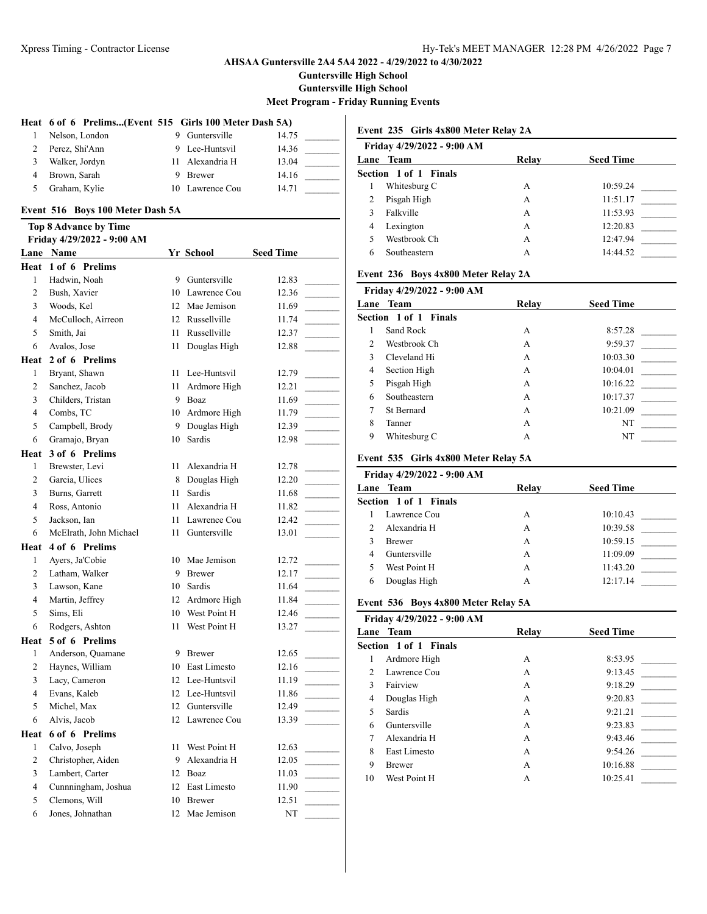AHSAA Guntersville 2A4 5A4 2022 - 4/29/2022 to 4/30/2022

Guntersville High School

Guntersville High School

Meet Program - Friday Running Events

### Heat 6 of 6 Prelims...(Event 515 Girls 100 Meter Dash 5A)

| Lane | Name | Yr | School | Seed Time |
|---|---|---|---|---|
| 1 | Nelson, London | 9 | Guntersville | 14.75 |
| 2 | Perez, Shi'Ann | 9 | Lee-Huntsvil | 14.36 |
| 3 | Walker, Jordyn | 11 | Alexandria H | 13.04 |
| 4 | Brown, Sarah | 9 | Brewer | 14.16 |
| 5 | Graham, Kylie | 10 | Lawrence Cou | 14.71 |

### Event 516 Boys 100 Meter Dash 5A

**Top 8 Advance by Time**

**Friday 4/29/2022 - 9:00 AM**

| Lane | Name | Yr | School | Seed Time |
|---|---|---|---|---|
| **Heat 1 of 6 Prelims** | | | | |
| 1 | Hadwin, Noah | 9 | Guntersville | 12.83 |
| 2 | Bush, Xavier | 10 | Lawrence Cou | 12.36 |
| 3 | Woods, Kel | 12 | Mae Jemison | 11.69 |
| 4 | McCulloch, Airreon | 12 | Russellville | 11.74 |
| 5 | Smith, Jai | 11 | Russellville | 12.37 |
| 6 | Avalos, Jose | 11 | Douglas High | 12.88 |
| **Heat 2 of 6 Prelims** | | | | |
| 1 | Bryant, Shawn | 11 | Lee-Huntsvil | 12.79 |
| 2 | Sanchez, Jacob | 11 | Ardmore High | 12.21 |
| 3 | Childers, Tristan | 9 | Boaz | 11.69 |
| 4 | Combs, TC | 10 | Ardmore High | 11.79 |
| 5 | Campbell, Brody | 9 | Douglas High | 12.39 |
| 6 | Gramajo, Bryan | 10 | Sardis | 12.98 |
| **Heat 3 of 6 Prelims** | | | | |
| 1 | Brewster, Levi | 11 | Alexandria H | 12.78 |
| 2 | Garcia, Ulices | 8 | Douglas High | 12.20 |
| 3 | Burns, Garrett | 11 | Sardis | 11.68 |
| 4 | Ross, Antonio | 11 | Alexandria H | 11.82 |
| 5 | Jackson, Ian | 11 | Lawrence Cou | 12.42 |
| 6 | McElrath, John Michael | 11 | Guntersville | 13.01 |
| **Heat 4 of 6 Prelims** | | | | |
| 1 | Ayers, Ja'Cobie | 10 | Mae Jemison | 12.72 |
| 2 | Latham, Walker | 9 | Brewer | 12.17 |
| 3 | Lawson, Kane | 10 | Sardis | 11.64 |
| 4 | Martin, Jeffrey | 12 | Ardmore High | 11.84 |
| 5 | Sims, Eli | 10 | West Point H | 12.46 |
| 6 | Rodgers, Ashton | 11 | West Point H | 13.27 |
| **Heat 5 of 6 Prelims** | | | | |
| 1 | Anderson, Quamane | 9 | Brewer | 12.65 |
| 2 | Haynes, William | 10 | East Limesto | 12.16 |
| 3 | Lacy, Cameron | 12 | Lee-Huntsvil | 11.19 |
| 4 | Evans, Kaleb | 12 | Lee-Huntsvil | 11.86 |
| 5 | Michel, Max | 12 | Guntersville | 12.49 |
| 6 | Alvis, Jacob | 12 | Lawrence Cou | 13.39 |
| **Heat 6 of 6 Prelims** | | | | |
| 1 | Calvo, Joseph | 11 | West Point H | 12.63 |
| 2 | Christopher, Aiden | 9 | Alexandria H | 12.05 |
| 3 | Lambert, Carter | 12 | Boaz | 11.03 |
| 4 | Cunnningham, Joshua | 12 | East Limesto | 11.90 |
| 5 | Clemons, Will | 10 | Brewer | 12.51 |
| 6 | Jones, Johnathan | 12 | Mae Jemison | NT |

### Event 235 Girls 4x800 Meter Relay 2A

**Friday 4/29/2022 - 9:00 AM**

| Lane | Team | Relay | Seed Time |
|---|---|---|---|
| **Section 1 of 1 Finals** | | | |
| 1 | Whitesburg C | A | 10:59.24 |
| 2 | Pisgah High | A | 11:51.17 |
| 3 | Falkville | A | 11:53.93 |
| 4 | Lexington | A | 12:20.83 |
| 5 | Westbrook Ch | A | 12:47.94 |
| 6 | Southeastern | A | 14:44.52 |

### Event 236 Boys 4x800 Meter Relay 2A

**Friday 4/29/2022 - 9:00 AM**

| Lane | Team | Relay | Seed Time |
|---|---|---|---|
| **Section 1 of 1 Finals** | | | |
| 1 | Sand Rock | A | 8:57.28 |
| 2 | Westbrook Ch | A | 9:59.37 |
| 3 | Cleveland Hi | A | 10:03.30 |
| 4 | Section High | A | 10:04.01 |
| 5 | Pisgah High | A | 10:16.22 |
| 6 | Southeastern | A | 10:17.37 |
| 7 | St Bernard | A | 10:21.09 |
| 8 | Tanner | A | NT |
| 9 | Whitesburg C | A | NT |

### Event 535 Girls 4x800 Meter Relay 5A

**Friday 4/29/2022 - 9:00 AM**

| Lane | Team | Relay | Seed Time |
|---|---|---|---|
| **Section 1 of 1 Finals** | | | |
| 1 | Lawrence Cou | A | 10:10.43 |
| 2 | Alexandria H | A | 10:39.58 |
| 3 | Brewer | A | 10:59.15 |
| 4 | Guntersville | A | 11:09.09 |
| 5 | West Point H | A | 11:43.20 |
| 6 | Douglas High | A | 12:17.14 |

### Event 536 Boys 4x800 Meter Relay 5A

**Friday 4/29/2022 - 9:00 AM**

| Lane | Team | Relay | Seed Time |
|---|---|---|---|
| **Section 1 of 1 Finals** | | | |
| 1 | Ardmore High | A | 8:53.95 |
| 2 | Lawrence Cou | A | 9:13.45 |
| 3 | Fairview | A | 9:18.29 |
| 4 | Douglas High | A | 9:20.83 |
| 5 | Sardis | A | 9:21.21 |
| 6 | Guntersville | A | 9:23.83 |
| 7 | Alexandria H | A | 9:43.46 |
| 8 | East Limesto | A | 9:54.26 |
| 9 | Brewer | A | 10:16.88 |
| 10 | West Point H | A | 10:25.41 |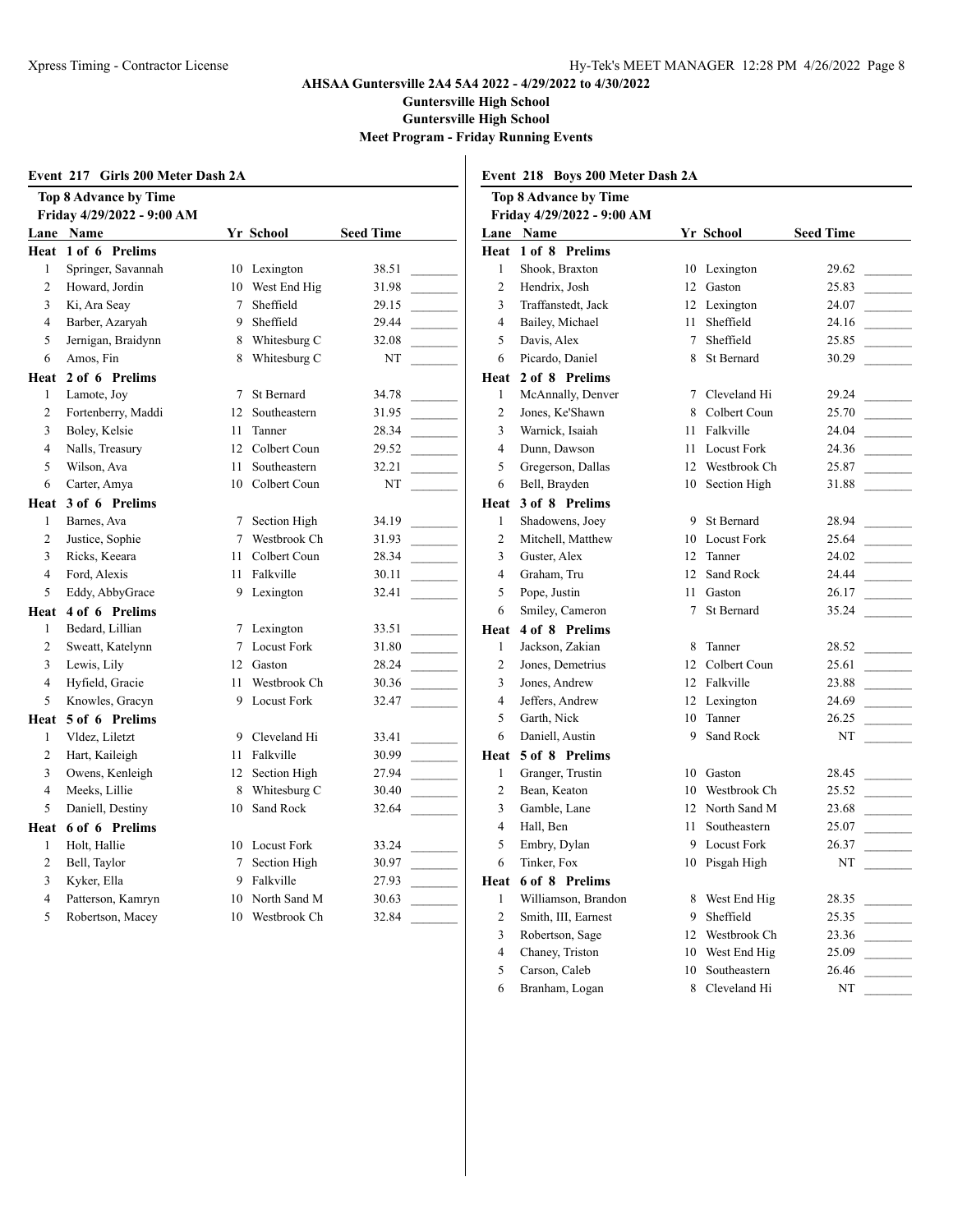# AHSAA Guntersville 2A4 5A4 2022 - 4/29/2022 to 4/30/2022

**Guntersville High School**

**Guntersville High School**

**Meet Program - Friday Running Events**

## Event 217 Girls 200 Meter Dash 2A

**Top 8 Advance by Time**
**Friday 4/29/2022 - 9:00 AM**

| Lane | Name | Yr | School | Seed Time | |
|---|---|---|---|---|---|
| **Heat 1 of 6 Prelims** | | | | | |
| 1 | Springer, Savannah | 10 | Lexington | 38.51 | _______ |
| 2 | Howard, Jordin | 10 | West End Hig | 31.98 | _______ |
| 3 | Ki, Ara Seay | 7 | Sheffield | 29.15 | _______ |
| 4 | Barber, Azaryah | 9 | Sheffield | 29.44 | _______ |
| 5 | Jernigan, Braidynn | 8 | Whitesburg C | 32.08 | _______ |
| 6 | Amos, Fin | 8 | Whitesburg C | NT | _______ |
| **Heat 2 of 6 Prelims** | | | | | |
| 1 | Lamote, Joy | 7 | St Bernard | 34.78 | _______ |
| 2 | Fortenberry, Maddi | 12 | Southeastern | 31.95 | _______ |
| 3 | Boley, Kelsie | 11 | Tanner | 28.34 | _______ |
| 4 | Nalls, Treasury | 12 | Colbert Coun | 29.52 | _______ |
| 5 | Wilson, Ava | 11 | Southeastern | 32.21 | _______ |
| 6 | Carter, Amya | 10 | Colbert Coun | NT | _______ |
| **Heat 3 of 6 Prelims** | | | | | |
| 1 | Barnes, Ava | 7 | Section High | 34.19 | _______ |
| 2 | Justice, Sophie | 7 | Westbrook Ch | 31.93 | _______ |
| 3 | Ricks, Keeara | 11 | Colbert Coun | 28.34 | _______ |
| 4 | Ford, Alexis | 11 | Falkville | 30.11 | _______ |
| 5 | Eddy, AbbyGrace | 9 | Lexington | 32.41 | _______ |
| **Heat 4 of 6 Prelims** | | | | | |
| 1 | Bedard, Lillian | 7 | Lexington | 33.51 | _______ |
| 2 | Sweatt, Katelynn | 7 | Locust Fork | 31.80 | _______ |
| 3 | Lewis, Lily | 12 | Gaston | 28.24 | _______ |
| 4 | Hyfield, Gracie | 11 | Westbrook Ch | 30.36 | _______ |
| 5 | Knowles, Gracyn | 9 | Locust Fork | 32.47 | _______ |
| **Heat 5 of 6 Prelims** | | | | | |
| 1 | Vldez, Liletzt | 9 | Cleveland Hi | 33.41 | _______ |
| 2 | Hart, Kaileigh | 11 | Falkville | 30.99 | _______ |
| 3 | Owens, Kenleigh | 12 | Section High | 27.94 | _______ |
| 4 | Meeks, Lillie | 8 | Whitesburg C | 30.40 | _______ |
| 5 | Daniell, Destiny | 10 | Sand Rock | 32.64 | _______ |
| **Heat 6 of 6 Prelims** | | | | | |
| 1 | Holt, Hallie | 10 | Locust Fork | 33.24 | _______ |
| 2 | Bell, Taylor | 7 | Section High | 30.97 | _______ |
| 3 | Kyker, Ella | 9 | Falkville | 27.93 | _______ |
| 4 | Patterson, Kamryn | 10 | North Sand M | 30.63 | _______ |
| 5 | Robertson, Macey | 10 | Westbrook Ch | 32.84 | _______ |

## Event 218 Boys 200 Meter Dash 2A

**Top 8 Advance by Time**
**Friday 4/29/2022 - 9:00 AM**

| Lane | Name | Yr | School | Seed Time | |
|---|---|---|---|---|---|
| **Heat 1 of 8 Prelims** | | | | | |
| 1 | Shook, Braxton | 10 | Lexington | 29.62 | _______ |
| 2 | Hendrix, Josh | 12 | Gaston | 25.83 | _______ |
| 3 | Traffanstedt, Jack | 12 | Lexington | 24.07 | _______ |
| 4 | Bailey, Michael | 11 | Sheffield | 24.16 | _______ |
| 5 | Davis, Alex | 7 | Sheffield | 25.85 | _______ |
| 6 | Picardo, Daniel | 8 | St Bernard | 30.29 | _______ |
| **Heat 2 of 8 Prelims** | | | | | |
| 1 | McAnnally, Denver | 7 | Cleveland Hi | 29.24 | _______ |
| 2 | Jones, Ke'Shawn | 8 | Colbert Coun | 25.70 | _______ |
| 3 | Warnick, Isaiah | 11 | Falkville | 24.04 | _______ |
| 4 | Dunn, Dawson | 11 | Locust Fork | 24.36 | _______ |
| 5 | Gregerson, Dallas | 12 | Westbrook Ch | 25.87 | _______ |
| 6 | Bell, Brayden | 10 | Section High | 31.88 | _______ |
| **Heat 3 of 8 Prelims** | | | | | |
| 1 | Shadowens, Joey | 9 | St Bernard | 28.94 | _______ |
| 2 | Mitchell, Matthew | 10 | Locust Fork | 25.64 | _______ |
| 3 | Guster, Alex | 12 | Tanner | 24.02 | _______ |
| 4 | Graham, Tru | 12 | Sand Rock | 24.44 | _______ |
| 5 | Pope, Justin | 11 | Gaston | 26.17 | _______ |
| 6 | Smiley, Cameron | 7 | St Bernard | 35.24 | _______ |
| **Heat 4 of 8 Prelims** | | | | | |
| 1 | Jackson, Zakian | 8 | Tanner | 28.52 | _______ |
| 2 | Jones, Demetrius | 12 | Colbert Coun | 25.61 | _______ |
| 3 | Jones, Andrew | 12 | Falkville | 23.88 | _______ |
| 4 | Jeffers, Andrew | 12 | Lexington | 24.69 | _______ |
| 5 | Garth, Nick | 10 | Tanner | 26.25 | _______ |
| 6 | Daniell, Austin | 9 | Sand Rock | NT | _______ |
| **Heat 5 of 8 Prelims** | | | | | |
| 1 | Granger, Trustin | 10 | Gaston | 28.45 | _______ |
| 2 | Bean, Keaton | 10 | Westbrook Ch | 25.52 | _______ |
| 3 | Gamble, Lane | 12 | North Sand M | 23.68 | _______ |
| 4 | Hall, Ben | 11 | Southeastern | 25.07 | _______ |
| 5 | Embry, Dylan | 9 | Locust Fork | 26.37 | _______ |
| 6 | Tinker, Fox | 10 | Pisgah High | NT | _______ |
| **Heat 6 of 8 Prelims** | | | | | |
| 1 | Williamson, Brandon | 8 | West End Hig | 28.35 | _______ |
| 2 | Smith, III, Earnest | 9 | Sheffield | 25.35 | _______ |
| 3 | Robertson, Sage | 12 | Westbrook Ch | 23.36 | _______ |
| 4 | Chaney, Triston | 10 | West End Hig | 25.09 | _______ |
| 5 | Carson, Caleb | 10 | Southeastern | 26.46 | _______ |
| 6 | Branham, Logan | 8 | Cleveland Hi | NT | _______ |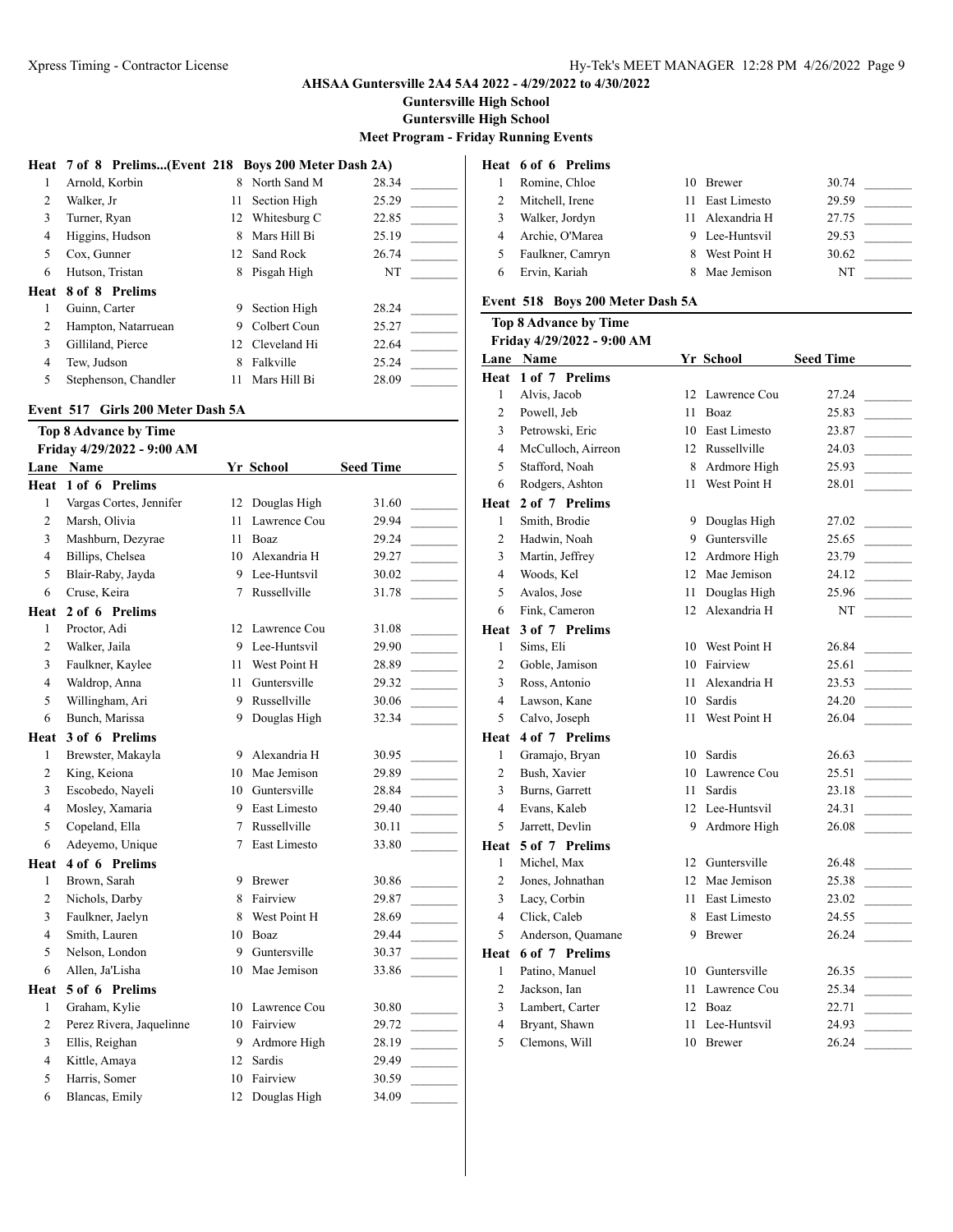**AHSAA Guntersville 2A4 5A4 2022 - 4/29/2022 to 4/30/2022**

**Guntersville High School**

**Guntersville High School**

**Meet Program - Friday Running Events**

**Heat 7 of 8 Prelims...(Event 218 Boys 200 Meter Dash 2A)**

| Lane | Name | Yr | School | Seed Time |
|---|---|---|---|---|
| 1 | Arnold, Korbin | 8 | North Sand M | 28.34 |
| 2 | Walker, Jr | 11 | Section High | 25.29 |
| 3 | Turner, Ryan | 12 | Whitesburg C | 22.85 |
| 4 | Higgins, Hudson | 8 | Mars Hill Bi | 25.19 |
| 5 | Cox, Gunner | 12 | Sand Rock | 26.74 |
| 6 | Hutson, Tristan | 8 | Pisgah High | NT |

**Heat 8 of 8 Prelims**

| Lane | Name | Yr | School | Seed Time |
|---|---|---|---|---|
| 1 | Guinn, Carter | 9 | Section High | 28.24 |
| 2 | Hampton, Natarruean | 9 | Colbert Coun | 25.27 |
| 3 | Gilliland, Pierce | 12 | Cleveland Hi | 22.64 |
| 4 | Tew, Judson | 8 | Falkville | 25.24 |
| 5 | Stephenson, Chandler | 11 | Mars Hill Bi | 28.09 |

### Event 517 Girls 200 Meter Dash 5A

**Top 8 Advance by Time**

**Friday 4/29/2022 - 9:00 AM**

| Lane | Name | Yr | School | Seed Time |
|---|---|---|---|---|
| **Heat 1 of 6 Prelims** | | | | |
| 1 | Vargas Cortes, Jennifer | 12 | Douglas High | 31.60 |
| 2 | Marsh, Olivia | 11 | Lawrence Cou | 29.94 |
| 3 | Mashburn, Dezyrae | 11 | Boaz | 29.24 |
| 4 | Billips, Chelsea | 10 | Alexandria H | 29.27 |
| 5 | Blair-Raby, Jayda | 9 | Lee-Huntsvil | 30.02 |
| 6 | Cruse, Keira | 7 | Russellville | 31.78 |
| **Heat 2 of 6 Prelims** | | | | |
| 1 | Proctor, Adi | 12 | Lawrence Cou | 31.08 |
| 2 | Walker, Jaila | 9 | Lee-Huntsvil | 29.90 |
| 3 | Faulkner, Kaylee | 11 | West Point H | 28.89 |
| 4 | Waldrop, Anna | 11 | Guntersville | 29.32 |
| 5 | Willingham, Ari | 9 | Russellville | 30.06 |
| 6 | Bunch, Marissa | 9 | Douglas High | 32.34 |
| **Heat 3 of 6 Prelims** | | | | |
| 1 | Brewster, Makayla | 9 | Alexandria H | 30.95 |
| 2 | King, Keiona | 10 | Mae Jemison | 29.89 |
| 3 | Escobedo, Nayeli | 10 | Guntersville | 28.84 |
| 4 | Mosley, Xamaria | 9 | East Limesto | 29.40 |
| 5 | Copeland, Ella | 7 | Russellville | 30.11 |
| 6 | Adeyemo, Unique | 7 | East Limesto | 33.80 |
| **Heat 4 of 6 Prelims** | | | | |
| 1 | Brown, Sarah | 9 | Brewer | 30.86 |
| 2 | Nichols, Darby | 8 | Fairview | 29.87 |
| 3 | Faulkner, Jaelyn | 8 | West Point H | 28.69 |
| 4 | Smith, Lauren | 10 | Boaz | 29.44 |
| 5 | Nelson, London | 9 | Guntersville | 30.37 |
| 6 | Allen, Ja'Lisha | 10 | Mae Jemison | 33.86 |
| **Heat 5 of 6 Prelims** | | | | |
| 1 | Graham, Kylie | 10 | Lawrence Cou | 30.80 |
| 2 | Perez Rivera, Jaquelinne | 10 | Fairview | 29.72 |
| 3 | Ellis, Reighan | 9 | Ardmore High | 28.19 |
| 4 | Kittle, Amaya | 12 | Sardis | 29.49 |
| 5 | Harris, Somer | 10 | Fairview | 30.59 |
| 6 | Blancas, Emily | 12 | Douglas High | 34.09 |
| **Heat 6 of 6 Prelims** | | | | |
| 1 | Romine, Chloe | 10 | Brewer | 30.74 |
| 2 | Mitchell, Irene | 11 | East Limesto | 29.59 |
| 3 | Walker, Jordyn | 11 | Alexandria H | 27.75 |
| 4 | Archie, O'Marea | 9 | Lee-Huntsvil | 29.53 |
| 5 | Faulkner, Camryn | 8 | West Point H | 30.62 |
| 6 | Ervin, Kariah | 8 | Mae Jemison | NT |

### Event 518 Boys 200 Meter Dash 5A

**Top 8 Advance by Time**

**Friday 4/29/2022 - 9:00 AM**

| Lane | Name | Yr | School | Seed Time |
|---|---|---|---|---|
| **Heat 1 of 7 Prelims** | | | | |
| 1 | Alvis, Jacob | 12 | Lawrence Cou | 27.24 |
| 2 | Powell, Jeb | 11 | Boaz | 25.83 |
| 3 | Petrowski, Eric | 10 | East Limesto | 23.87 |
| 4 | McCulloch, Airreon | 12 | Russellville | 24.03 |
| 5 | Stafford, Noah | 8 | Ardmore High | 25.93 |
| 6 | Rodgers, Ashton | 11 | West Point H | 28.01 |
| **Heat 2 of 7 Prelims** | | | | |
| 1 | Smith, Brodie | 9 | Douglas High | 27.02 |
| 2 | Hadwin, Noah | 9 | Guntersville | 25.65 |
| 3 | Martin, Jeffrey | 12 | Ardmore High | 23.79 |
| 4 | Woods, Kel | 12 | Mae Jemison | 24.12 |
| 5 | Avalos, Jose | 11 | Douglas High | 25.96 |
| 6 | Fink, Cameron | 12 | Alexandria H | NT |
| **Heat 3 of 7 Prelims** | | | | |
| 1 | Sims, Eli | 10 | West Point H | 26.84 |
| 2 | Goble, Jamison | 10 | Fairview | 25.61 |
| 3 | Ross, Antonio | 11 | Alexandria H | 23.53 |
| 4 | Lawson, Kane | 10 | Sardis | 24.20 |
| 5 | Calvo, Joseph | 11 | West Point H | 26.04 |
| **Heat 4 of 7 Prelims** | | | | |
| 1 | Gramajo, Bryan | 10 | Sardis | 26.63 |
| 2 | Bush, Xavier | 10 | Lawrence Cou | 25.51 |
| 3 | Burns, Garrett | 11 | Sardis | 23.18 |
| 4 | Evans, Kaleb | 12 | Lee-Huntsvil | 24.31 |
| 5 | Jarrett, Devlin | 9 | Ardmore High | 26.08 |
| **Heat 5 of 7 Prelims** | | | | |
| 1 | Michel, Max | 12 | Guntersville | 26.48 |
| 2 | Jones, Johnathan | 12 | Mae Jemison | 25.38 |
| 3 | Lacy, Corbin | 11 | East Limesto | 23.02 |
| 4 | Click, Caleb | 8 | East Limesto | 24.55 |
| 5 | Anderson, Quamane | 9 | Brewer | 26.24 |
| **Heat 6 of 7 Prelims** | | | | |
| 1 | Patino, Manuel | 10 | Guntersville | 26.35 |
| 2 | Jackson, Ian | 11 | Lawrence Cou | 25.34 |
| 3 | Lambert, Carter | 12 | Boaz | 22.71 |
| 4 | Bryant, Shawn | 11 | Lee-Huntsvil | 24.93 |
| 5 | Clemons, Will | 10 | Brewer | 26.24 |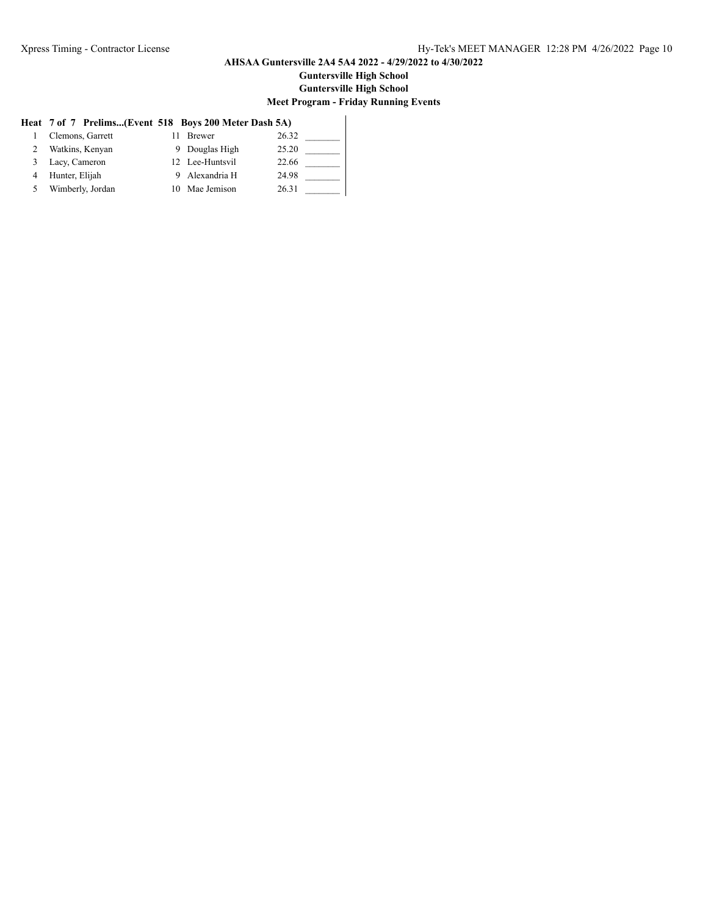**Heat 7 of 7 Prelims...(Event 518 Boys 200 Meter Dash 5A)**

| | | | | | |
|---|---|---|---|---|---|
| 1 | Clemons, Garrett | 11 | Brewer | 26.32 | _______ |
| 2 | Watkins, Kenyan | 9 | Douglas High | 25.20 | _______ |
| 3 | Lacy, Cameron | 12 | Lee-Huntsvil | 22.66 | _______ |
| 4 | Hunter, Elijah | 9 | Alexandria H | 24.98 | _______ |
| 5 | Wimberly, Jordan | 10 | Mae Jemison | 26.31 | _______ |